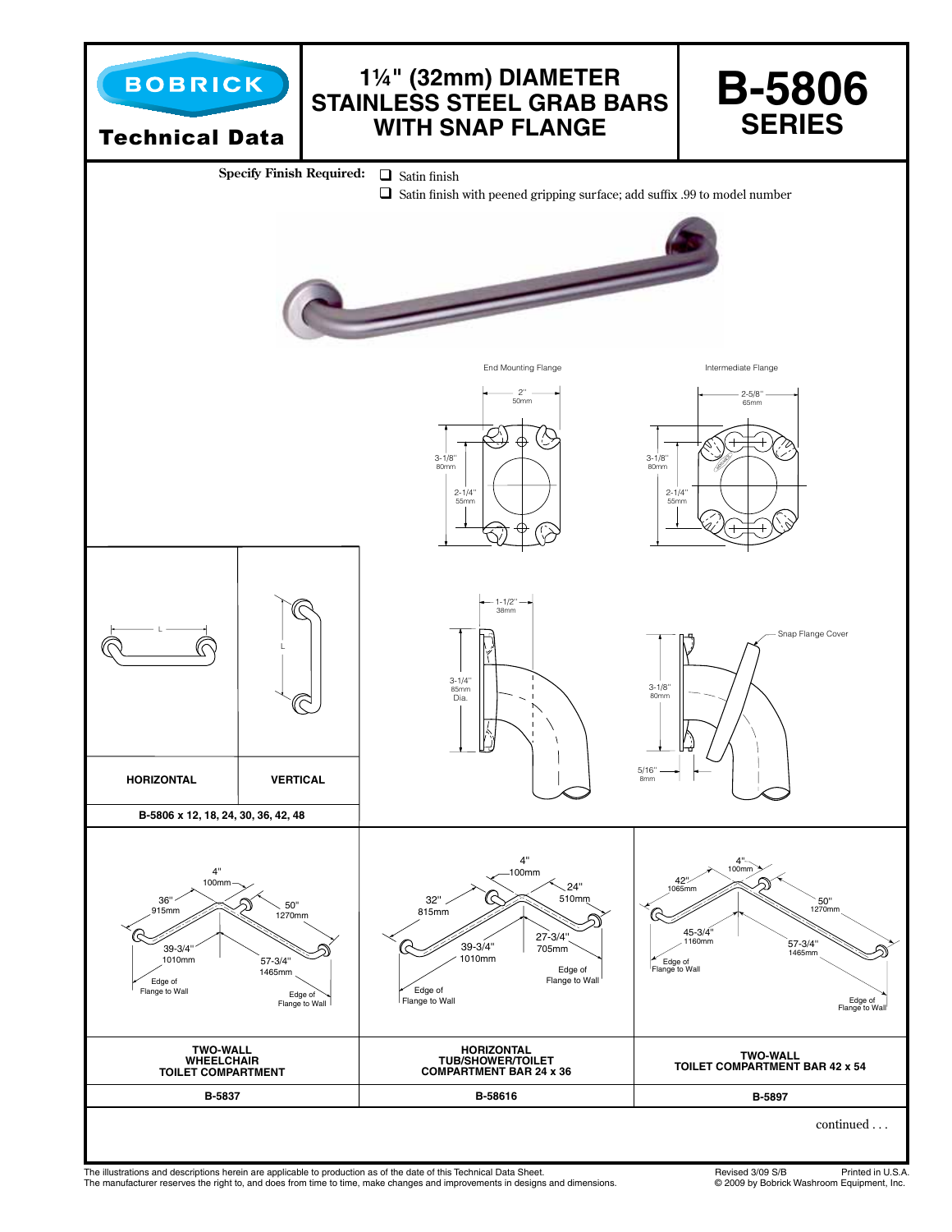**BOBRICK**

**Technical Data**

# 1¼" (32mm) DIAMETER STAINLESS STEEL GRAB BARS WITH SNAP FLANGE

# B-5806 SERIES

**Specify Finish Required:**
- ❑ Satin finish
- ❑ Satin finish with peened gripping surface; add suffix .99 to model number

End Mounting Flange

2" 50mm

3-1/8" 80mm

2-1/4" 55mm

Intermediate Flange

2-5/8" 65mm

3-1/8" 80mm

2-1/4" 55mm

1-1/2" 38mm

3-1/4" 85mm Dia.

3-1/8" 80mm

5/16" 8mm

Snap Flange Cover

| HORIZONTAL | VERTICAL |
|---|---|
| B-5806 x 12, 18, 24, 30, 36, 42, 48 | |

| TWO-WALL WHEELCHAIR TOILET COMPARTMENT | HORIZONTAL TUB/SHOWER/TOILET COMPARTMENT BAR 24 x 36 | TWO-WALL TOILET COMPARTMENT BAR 42 x 54 |
|---|---|---|
| B-5837 | B-58616 | B-5897 |

B-5837: 4" 100mm; 36" 915mm; 50" 1270mm; 39-3/4" 1010mm; 57-3/4" 1465mm; Edge of Flange to Wall

B-58616: 4" 100mm; 32" 815mm; 24" 510mm; 39-3/4" 1010mm; 27-3/4" 705mm; Edge of Flange to Wall

B-5897: 4" 100mm; 42" 1065mm; 50" 1270mm; 45-3/4" 1160mm; 57-3/4" 1465mm; Edge of Flange to Wall

continued . . .

The illustrations and descriptions herein are applicable to production as of the date of this Technical Data Sheet.
The manufacturer reserves the right to, and does from time to time, make changes and improvements in designs and dimensions.

Revised 3/09 S/B Printed in U.S.A.
© 2009 by Bobrick Washroom Equipment, Inc.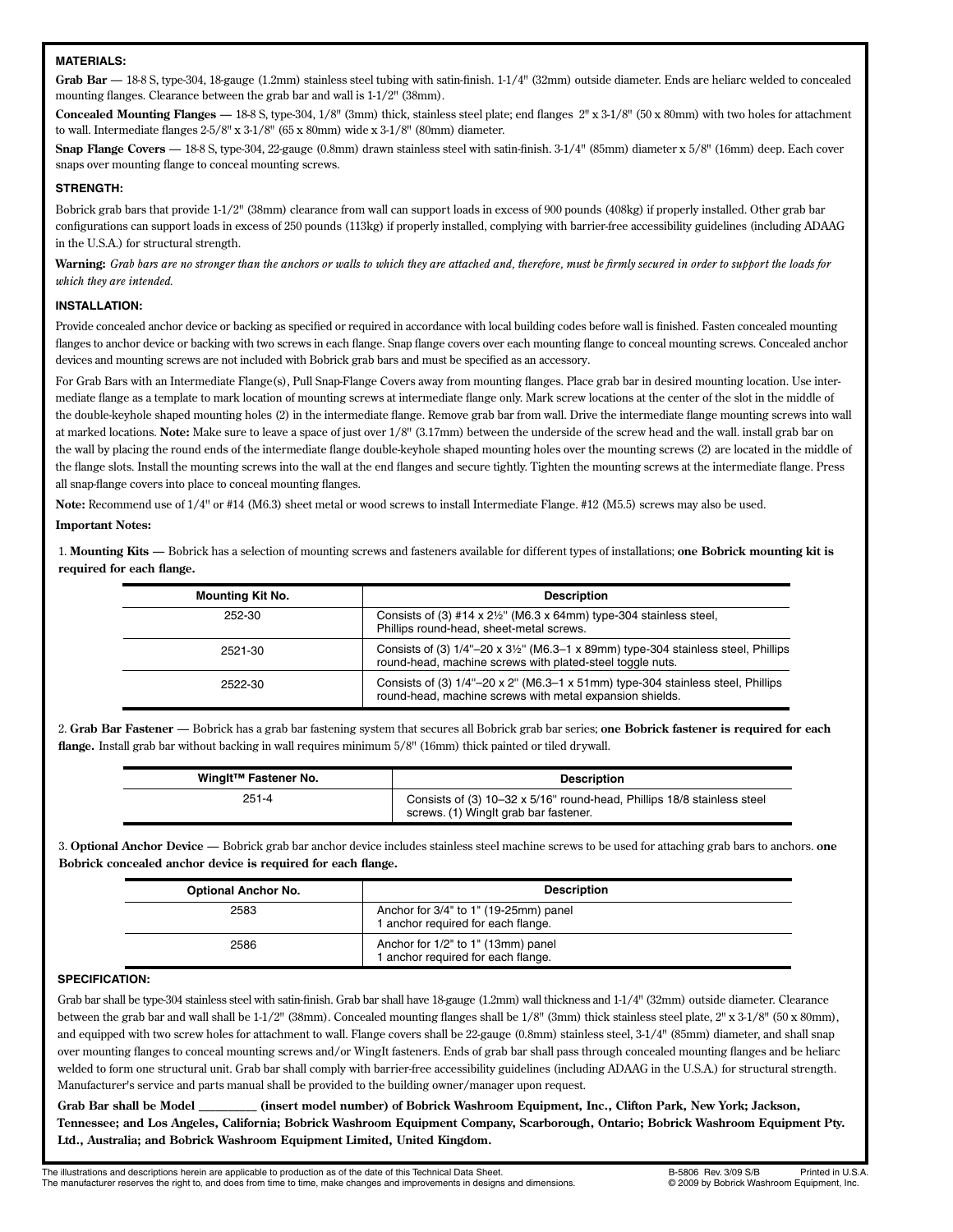**MATERIALS:**

**Grab Bar —** 18-8 S, type-304, 18-gauge (1.2mm) stainless steel tubing with satin-finish. 1-1/4" (32mm) outside diameter. Ends are heliarc welded to concealed mounting flanges. Clearance between the grab bar and wall is 1-1/2" (38mm).

**Concealed Mounting Flanges —** 18-8 S, type-304, 1/8" (3mm) thick, stainless steel plate; end flanges 2" x 3-1/8" (50 x 80mm) with two holes for attachment to wall. Intermediate flanges 2-5/8" x 3-1/8" (65 x 80mm) wide x 3-1/8" (80mm) diameter.

**Snap Flange Covers —** 18-8 S, type-304, 22-gauge (0.8mm) drawn stainless steel with satin-finish. 3-1/4" (85mm) diameter x 5/8" (16mm) deep. Each cover snaps over mounting flange to conceal mounting screws.

**STRENGTH:**

Bobrick grab bars that provide 1-1/2" (38mm) clearance from wall can support loads in excess of 900 pounds (408kg) if properly installed. Other grab bar configurations can support loads in excess of 250 pounds (113kg) if properly installed, complying with barrier-free accessibility guidelines (including ADAAG in the U.S.A.) for structural strength.

**Warning:** *Grab bars are no stronger than the anchors or walls to which they are attached and, therefore, must be firmly secured in order to support the loads for which they are intended.*

**INSTALLATION:**

Provide concealed anchor device or backing as specified or required in accordance with local building codes before wall is finished. Fasten concealed mounting flanges to anchor device or backing with two screws in each flange. Snap flange covers over each mounting flange to conceal mounting screws. Concealed anchor devices and mounting screws are not included with Bobrick grab bars and must be specified as an accessory.

For Grab Bars with an Intermediate Flange(s), Pull Snap-Flange Covers away from mounting flanges. Place grab bar in desired mounting location. Use intermediate flange as a template to mark location of mounting screws at intermediate flange only. Mark screw locations at the center of the slot in the middle of the double-keyhole shaped mounting holes (2) in the intermediate flange. Remove grab bar from wall. Drive the intermediate flange mounting screws into wall at marked locations. **Note:** Make sure to leave a space of just over 1/8" (3.17mm) between the underside of the screw head and the wall. install grab bar on the wall by placing the round ends of the intermediate flange double-keyhole shaped mounting holes over the mounting screws (2) are located in the middle of the flange slots. Install the mounting screws into the wall at the end flanges and secure tightly. Tighten the mounting screws at the intermediate flange. Press all snap-flange covers into place to conceal mounting flanges.

**Note:** Recommend use of 1/4" or #14 (M6.3) sheet metal or wood screws to install Intermediate Flange. #12 (M5.5) screws may also be used.

**Important Notes:**

1. **Mounting Kits —** Bobrick has a selection of mounting screws and fasteners available for different types of installations; **one Bobrick mounting kit is required for each flange.**

| Mounting Kit No. | Description |
|---|---|
| 252-30 | Consists of (3) #14 x 2½" (M6.3 x 64mm) type-304 stainless steel, Phillips round-head, sheet-metal screws. |
| 2521-30 | Consists of (3) 1/4"–20 x 3½" (M6.3–1 x 89mm) type-304 stainless steel, Phillips round-head, machine screws with plated-steel toggle nuts. |
| 2522-30 | Consists of (3) 1/4"–20 x 2" (M6.3–1 x 51mm) type-304 stainless steel, Phillips round-head, machine screws with metal expansion shields. |

2. **Grab Bar Fastener —** Bobrick has a grab bar fastening system that secures all Bobrick grab bar series; **one Bobrick fastener is required for each flange.** Install grab bar without backing in wall requires minimum 5/8" (16mm) thick painted or tiled drywall.

| WingIt™ Fastener No. | Description |
|---|---|
| 251-4 | Consists of (3) 10–32 x 5/16" round-head, Phillips 18/8 stainless steel screws. (1) WingIt grab bar fastener. |

3. **Optional Anchor Device —** Bobrick grab bar anchor device includes stainless steel machine screws to be used for attaching grab bars to anchors. **one Bobrick concealed anchor device is required for each flange.**

| Optional Anchor No. | Description |
|---|---|
| 2583 | Anchor for 3/4" to 1" (19-25mm) panel 1 anchor required for each flange. |
| 2586 | Anchor for 1/2" to 1" (13mm) panel 1 anchor required for each flange. |

**SPECIFICATION:**

Grab bar shall be type-304 stainless steel with satin-finish. Grab bar shall have 18-gauge (1.2mm) wall thickness and 1-1/4" (32mm) outside diameter. Clearance between the grab bar and wall shall be 1-1/2" (38mm). Concealed mounting flanges shall be 1/8" (3mm) thick stainless steel plate, 2" x 3-1/8" (50 x 80mm), and equipped with two screw holes for attachment to wall. Flange covers shall be 22-gauge (0.8mm) stainless steel, 3-1/4" (85mm) diameter, and shall snap over mounting flanges to conceal mounting screws and/or WingIt fasteners. Ends of grab bar shall pass through concealed mounting flanges and be heliarc welded to form one structural unit. Grab bar shall comply with barrier-free accessibility guidelines (including ADAAG in the U.S.A.) for structural strength. Manufacturer's service and parts manual shall be provided to the building owner/manager upon request.

**Grab Bar shall be Model _________ (insert model number) of Bobrick Washroom Equipment, Inc., Clifton Park, New York; Jackson, Tennessee; and Los Angeles, California; Bobrick Washroom Equipment Company, Scarborough, Ontario; Bobrick Washroom Equipment Pty. Ltd., Australia; and Bobrick Washroom Equipment Limited, United Kingdom.**

The illustrations and descriptions herein are applicable to production as of the date of this Technical Data Sheet.
The manufacturer reserves the right to, and does from time to time, make changes and improvements in designs and dimensions.

B-5806 Rev. 3/09 S/B Printed in U.S.A.
© 2009 by Bobrick Washroom Equipment, Inc.